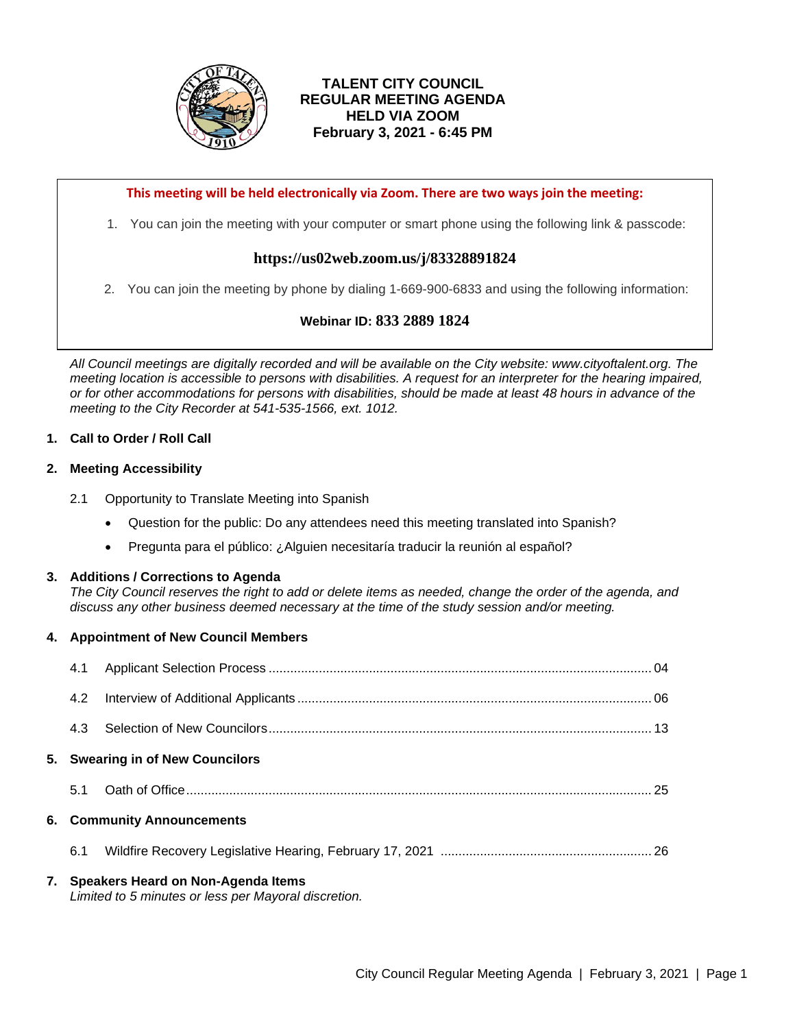# TALENT CITY COUNCIL
# REGULAR MEETING AGENDA
# HELD VIA ZOOM
## February 3, 2021 - 6:45 PM

**This meeting will be held electronically via Zoom. There are two ways join the meeting:**

1. You can join the meeting with your computer or smart phone using the following link & passcode:

**https://us02web.zoom.us/j/83328891824**

2. You can join the meeting by phone by dialing 1-669-900-6833 and using the following information:

**Webinar ID: 833 2889 1824**

*All Council meetings are digitally recorded and will be available on the City website: www.cityoftalent.org. The meeting location is accessible to persons with disabilities. A request for an interpreter for the hearing impaired, or for other accommodations for persons with disabilities, should be made at least 48 hours in advance of the meeting to the City Recorder at 541-535-1566, ext. 1012.*

**1. Call to Order / Roll Call**

**2. Meeting Accessibility**

2.1 Opportunity to Translate Meeting into Spanish

- Question for the public: Do any attendees need this meeting translated into Spanish?
- Pregunta para el público: ¿Alguien necesitaría traducir la reunión al español?

**3. Additions / Corrections to Agenda**
*The City Council reserves the right to add or delete items as needed, change the order of the agenda, and discuss any other business deemed necessary at the time of the study session and/or meeting.*

**4. Appointment of New Council Members**

4.1 Applicant Selection Process .......... 04

4.2 Interview of Additional Applicants .......... 06

4.3 Selection of New Councilors .......... 13

**5. Swearing in of New Councilors**

5.1 Oath of Office .......... 25

**6. Community Announcements**

6.1 Wildfire Recovery Legislative Hearing, February 17, 2021 .......... 26

**7. Speakers Heard on Non-Agenda Items**
*Limited to 5 minutes or less per Mayoral discretion.*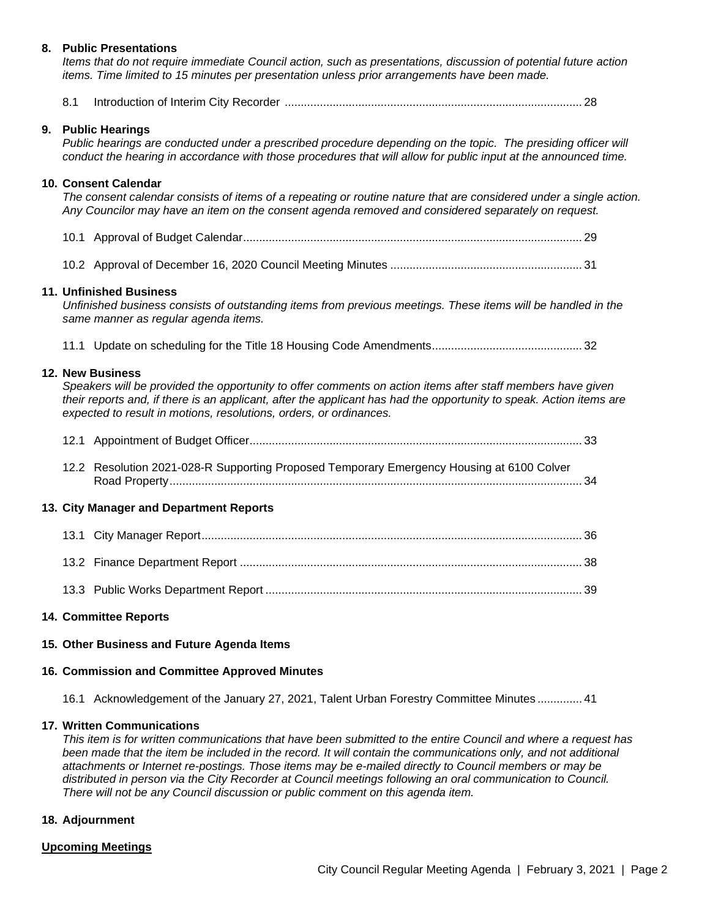## 8. Public Presentations

*Items that do not require immediate Council action, such as presentations, discussion of potential future action items. Time limited to 15 minutes per presentation unless prior arrangements have been made.*

8.1 Introduction of Interim City Recorder ............................................................................................ 28

## 9. Public Hearings

*Public hearings are conducted under a prescribed procedure depending on the topic. The presiding officer will conduct the hearing in accordance with those procedures that will allow for public input at the announced time.*

## 10. Consent Calendar

*The consent calendar consists of items of a repeating or routine nature that are considered under a single action. Any Councilor may have an item on the consent agenda removed and considered separately on request.*

10.1 Approval of Budget Calendar......................................................................................................... 29

10.2 Approval of December 16, 2020 Council Meeting Minutes ........................................................... 31

## 11. Unfinished Business

*Unfinished business consists of outstanding items from previous meetings. These items will be handled in the same manner as regular agenda items.*

11.1 Update on scheduling for the Title 18 Housing Code Amendments............................................... 32

## 12. New Business

*Speakers will be provided the opportunity to offer comments on action items after staff members have given their reports and, if there is an applicant, after the applicant has had the opportunity to speak. Action items are expected to result in motions, resolutions, orders, or ordinances.*

12.1 Appointment of Budget Officer....................................................................................................... 33

12.2 Resolution 2021-028-R Supporting Proposed Temporary Emergency Housing at 6100 Colver Road Property................................................................................................................................ 34

## 13. City Manager and Department Reports

13.1 City Manager Report...................................................................................................................... 36

13.2 Finance Department Report .......................................................................................................... 38

13.3 Public Works Department Report .................................................................................................. 39

## 14. Committee Reports

## 15. Other Business and Future Agenda Items

## 16. Commission and Committee Approved Minutes

16.1 Acknowledgement of the January 27, 2021, Talent Urban Forestry Committee Minutes .............. 41

## 17. Written Communications

*This item is for written communications that have been submitted to the entire Council and where a request has been made that the item be included in the record. It will contain the communications only, and not additional attachments or Internet re-postings. Those items may be e-mailed directly to Council members or may be distributed in person via the City Recorder at Council meetings following an oral communication to Council. There will not be any Council discussion or public comment on this agenda item.*

## 18. Adjournment

**Upcoming Meetings**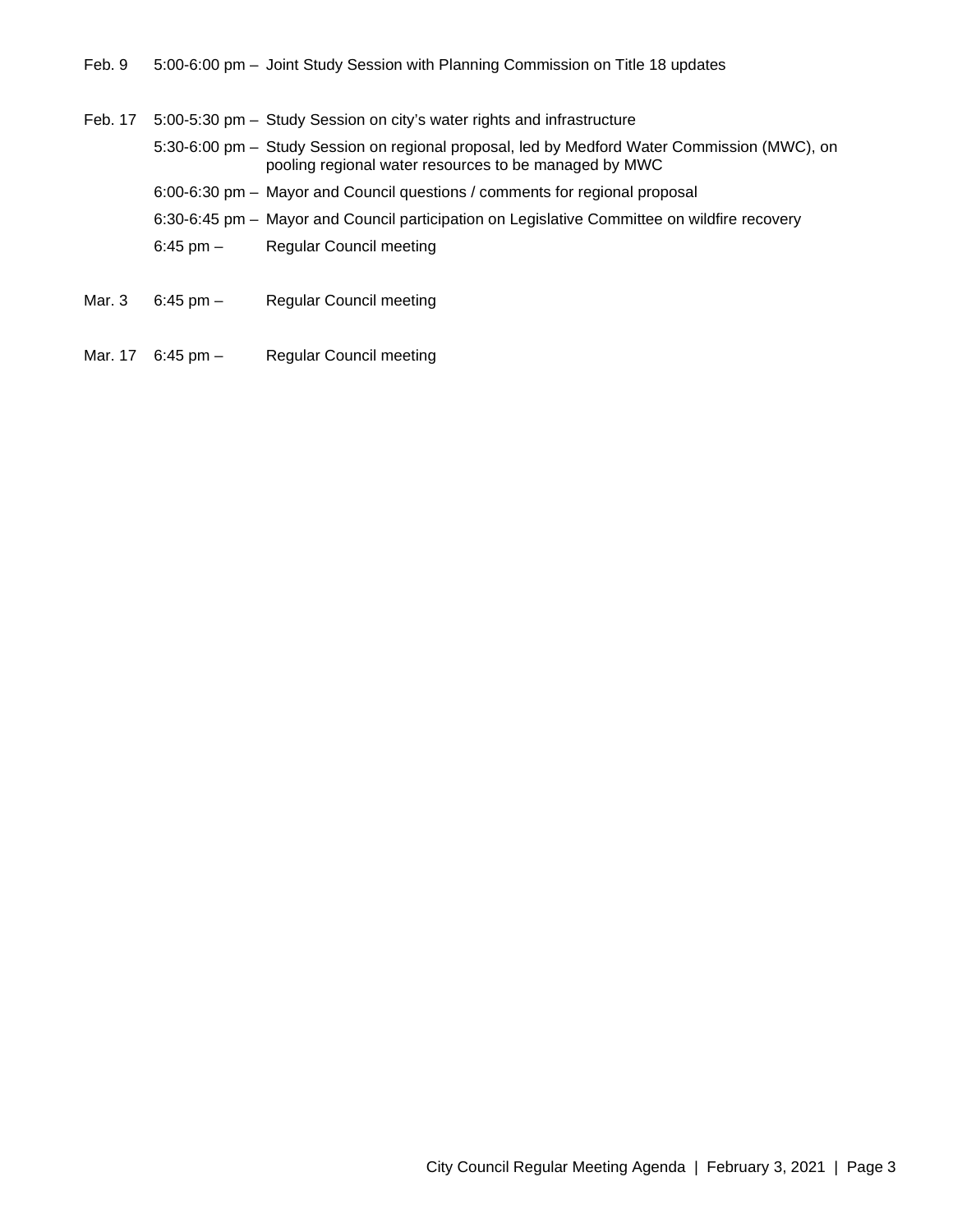Feb. 9 5:00-6:00 pm – Joint Study Session with Planning Commission on Title 18 updates

Feb. 17 5:00-5:30 pm – Study Session on city's water rights and infrastructure

5:30-6:00 pm – Study Session on regional proposal, led by Medford Water Commission (MWC), on pooling regional water resources to be managed by MWC

6:00-6:30 pm – Mayor and Council questions / comments for regional proposal

6:30-6:45 pm – Mayor and Council participation on Legislative Committee on wildfire recovery

6:45 pm – Regular Council meeting

Mar. 3 6:45 pm – Regular Council meeting

Mar. 17 6:45 pm – Regular Council meeting